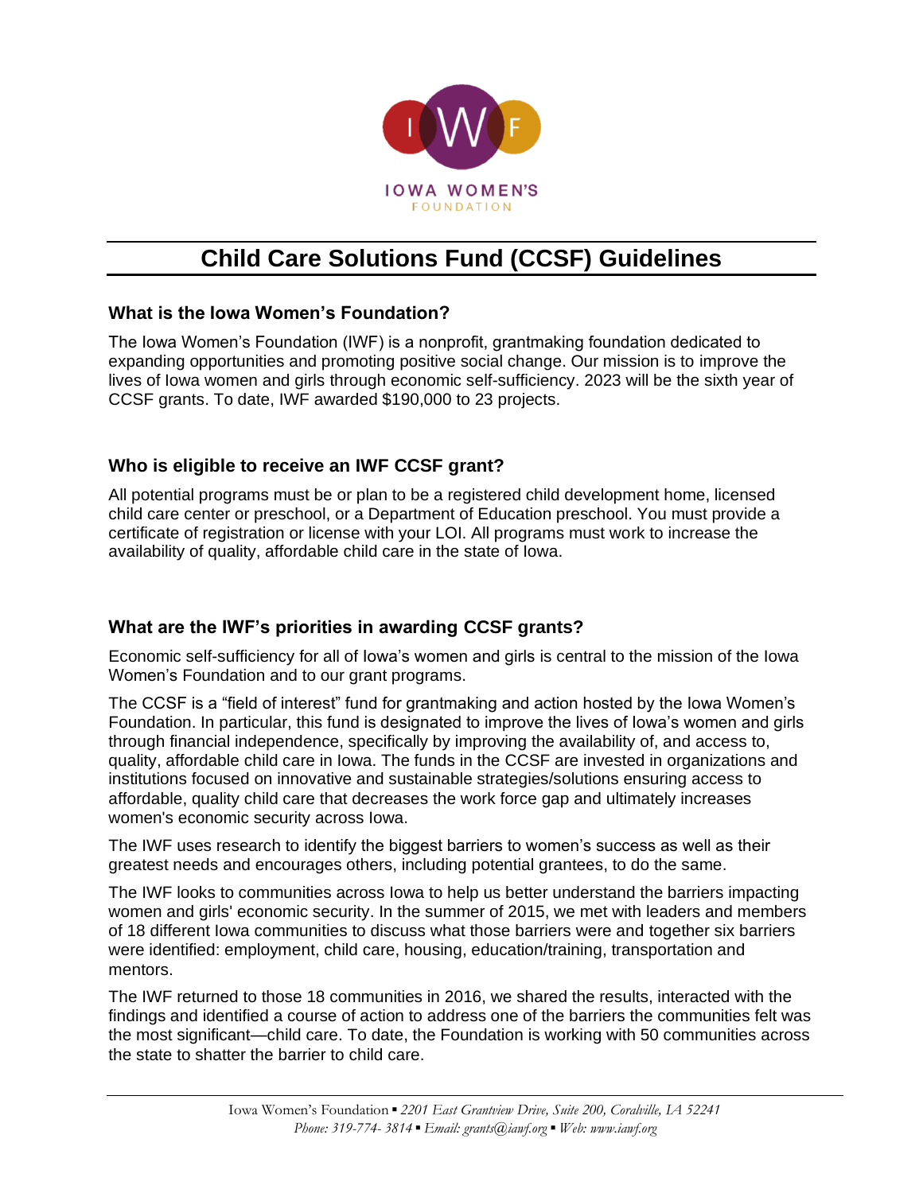IOWA WOMEN'S FOUNDATION

# Child Care Solutions Fund (CCSF) Guidelines

## What is the Iowa Women's Foundation?

The Iowa Women's Foundation (IWF) is a nonprofit, grantmaking foundation dedicated to expanding opportunities and promoting positive social change. Our mission is to improve the lives of Iowa women and girls through economic self-sufficiency. 2023 will be the sixth year of CCSF grants. To date, IWF awarded $190,000 to 23 projects.

## Who is eligible to receive an IWF CCSF grant?

All potential programs must be or plan to be a registered child development home, licensed child care center or preschool, or a Department of Education preschool. You must provide a certificate of registration or license with your LOI. All programs must work to increase the availability of quality, affordable child care in the state of Iowa.

## What are the IWF's priorities in awarding CCSF grants?

Economic self-sufficiency for all of Iowa's women and girls is central to the mission of the Iowa Women's Foundation and to our grant programs.

The CCSF is a "field of interest" fund for grantmaking and action hosted by the Iowa Women's Foundation. In particular, this fund is designated to improve the lives of Iowa's women and girls through financial independence, specifically by improving the availability of, and access to, quality, affordable child care in Iowa. The funds in the CCSF are invested in organizations and institutions focused on innovative and sustainable strategies/solutions ensuring access to affordable, quality child care that decreases the work force gap and ultimately increases women's economic security across Iowa.

The IWF uses research to identify the biggest barriers to women's success as well as their greatest needs and encourages others, including potential grantees, to do the same.

The IWF looks to communities across Iowa to help us better understand the barriers impacting women and girls' economic security. In the summer of 2015, we met with leaders and members of 18 different Iowa communities to discuss what those barriers were and together six barriers were identified: employment, child care, housing, education/training, transportation and mentors.

The IWF returned to those 18 communities in 2016, we shared the results, interacted with the findings and identified a course of action to address one of the barriers the communities felt was the most significant—child care. To date, the Foundation is working with 50 communities across the state to shatter the barrier to child care.

Iowa Women's Foundation ▪ *2201 East Grantview Drive, Suite 200, Coralville, IA 52241*
*Phone: 319-774- 3814 ▪ Email: grants@iawf.org ▪ Web: www.iawf.org*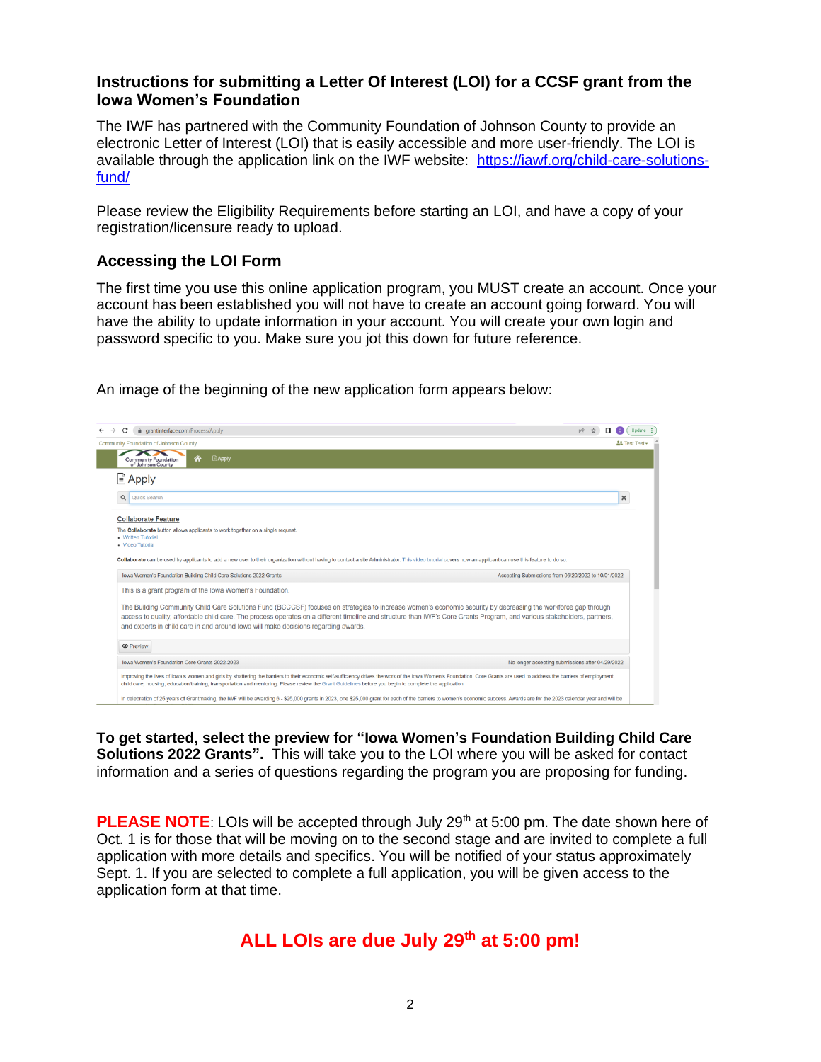## Instructions for submitting a Letter Of Interest (LOI) for a CCSF grant from the Iowa Women's Foundation

The IWF has partnered with the Community Foundation of Johnson County to provide an electronic Letter of Interest (LOI) that is easily accessible and more user-friendly. The LOI is available through the application link on the IWF website: [https://iawf.org/child-care-solutions-fund/](https://iawf.org/child-care-solutions-fund/)

Please review the Eligibility Requirements before starting an LOI, and have a copy of your registration/licensure ready to upload.

### Accessing the LOI Form

The first time you use this online application program, you MUST create an account. Once your account has been established you will not have to create an account going forward. You will have the ability to update information in your account. You will create your own login and password specific to you. Make sure you jot this down for future reference.

An image of the beginning of the new application form appears below:

**To get started, select the preview for "Iowa Women's Foundation Building Child Care Solutions 2022 Grants".** This will take you to the LOI where you will be asked for contact information and a series of questions regarding the program you are proposing for funding.

**PLEASE NOTE**: LOIs will be accepted through July 29th at 5:00 pm. The date shown here of Oct. 1 is for those that will be moving on to the second stage and are invited to complete a full application with more details and specifics. You will be notified of your status approximately Sept. 1. If you are selected to complete a full application, you will be given access to the application form at that time.

**ALL LOIs are due July 29th at 5:00 pm!**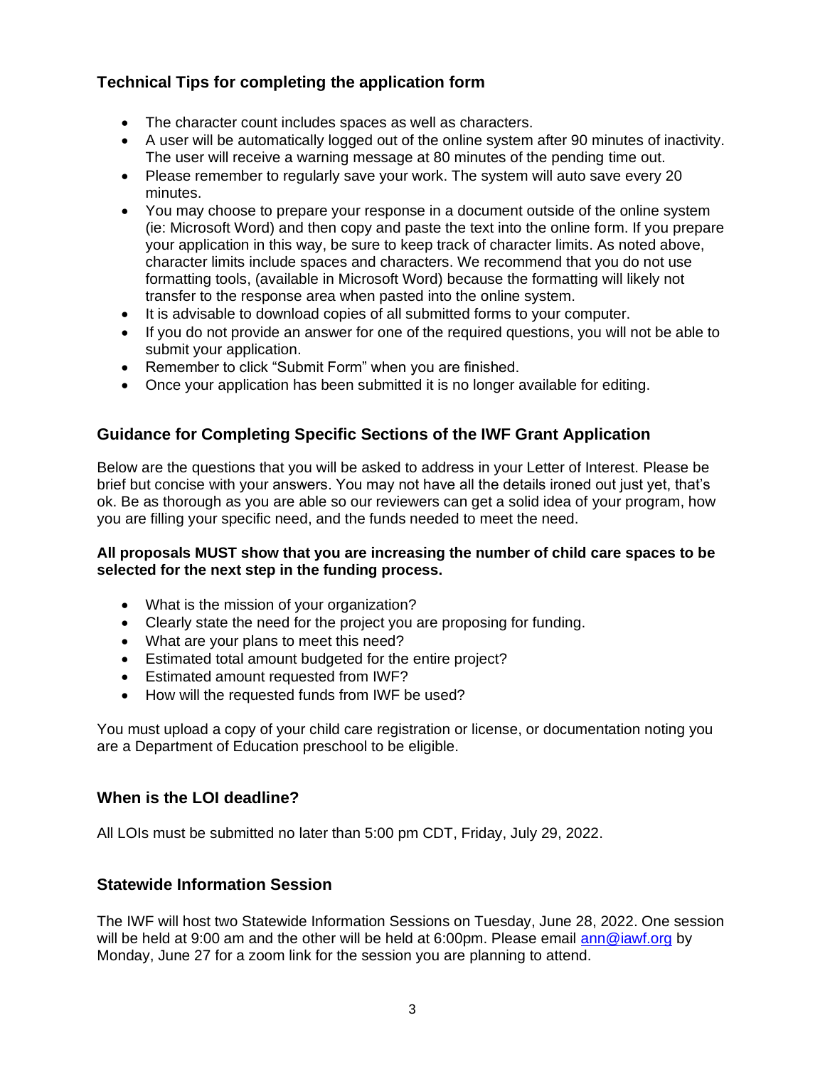## Technical Tips for completing the application form

- The character count includes spaces as well as characters.
- A user will be automatically logged out of the online system after 90 minutes of inactivity. The user will receive a warning message at 80 minutes of the pending time out.
- Please remember to regularly save your work. The system will auto save every 20 minutes.
- You may choose to prepare your response in a document outside of the online system (ie: Microsoft Word) and then copy and paste the text into the online form. If you prepare your application in this way, be sure to keep track of character limits. As noted above, character limits include spaces and characters. We recommend that you do not use formatting tools, (available in Microsoft Word) because the formatting will likely not transfer to the response area when pasted into the online system.
- It is advisable to download copies of all submitted forms to your computer.
- If you do not provide an answer for one of the required questions, you will not be able to submit your application.
- Remember to click “Submit Form” when you are finished.
- Once your application has been submitted it is no longer available for editing.

## Guidance for Completing Specific Sections of the IWF Grant Application

Below are the questions that you will be asked to address in your Letter of Interest. Please be brief but concise with your answers. You may not have all the details ironed out just yet, that’s ok. Be as thorough as you are able so our reviewers can get a solid idea of your program, how you are filling your specific need, and the funds needed to meet the need.

**All proposals MUST show that you are increasing the number of child care spaces to be selected for the next step in the funding process.**

- What is the mission of your organization?
- Clearly state the need for the project you are proposing for funding.
- What are your plans to meet this need?
- Estimated total amount budgeted for the entire project?
- Estimated amount requested from IWF?
- How will the requested funds from IWF be used?

You must upload a copy of your child care registration or license, or documentation noting you are a Department of Education preschool to be eligible.

## When is the LOI deadline?

All LOIs must be submitted no later than 5:00 pm CDT, Friday, July 29, 2022.

## Statewide Information Session

The IWF will host two Statewide Information Sessions on Tuesday, June 28, 2022. One session will be held at 9:00 am and the other will be held at 6:00pm. Please email ann@iawf.org by Monday, June 27 for a zoom link for the session you are planning to attend.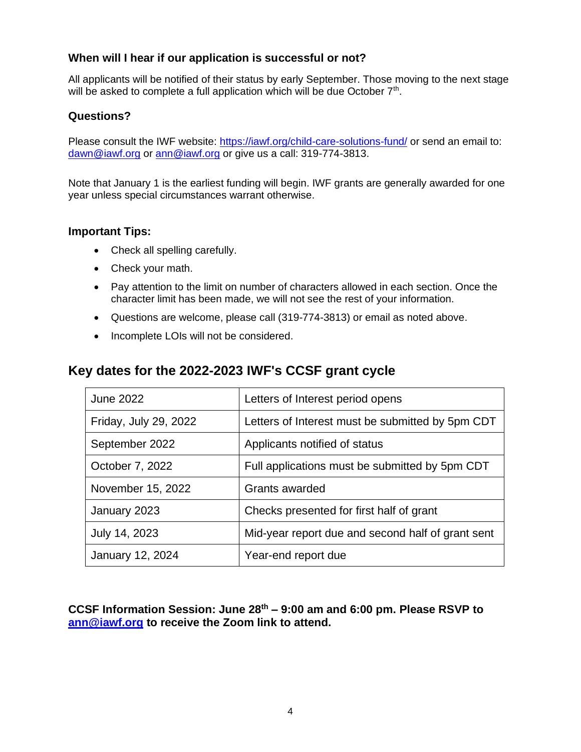### When will I hear if our application is successful or not?

All applicants will be notified of their status by early September. Those moving to the next stage will be asked to complete a full application which will be due October 7th.

### Questions?

Please consult the IWF website: https://iawf.org/child-care-solutions-fund/ or send an email to: dawn@iawf.org or ann@iawf.org or give us a call: 319-774-3813.

Note that January 1 is the earliest funding will begin. IWF grants are generally awarded for one year unless special circumstances warrant otherwise.

### Important Tips:

- Check all spelling carefully.
- Check your math.
- Pay attention to the limit on number of characters allowed in each section. Once the character limit has been made, we will not see the rest of your information.
- Questions are welcome, please call (319-774-3813) or email as noted above.
- Incomplete LOIs will not be considered.

## Key dates for the 2022-2023 IWF's CCSF grant cycle

| | |
|---|---|
| June 2022 | Letters of Interest period opens |
| Friday, July 29, 2022 | Letters of Interest must be submitted by 5pm CDT |
| September 2022 | Applicants notified of status |
| October 7, 2022 | Full applications must be submitted by 5pm CDT |
| November 15, 2022 | Grants awarded |
| January 2023 | Checks presented for first half of grant |
| July 14, 2023 | Mid-year report due and second half of grant sent |
| January 12, 2024 | Year-end report due |

**CCSF Information Session: June 28th – 9:00 am and 6:00 pm. Please RSVP to ann@iawf.org to receive the Zoom link to attend.**